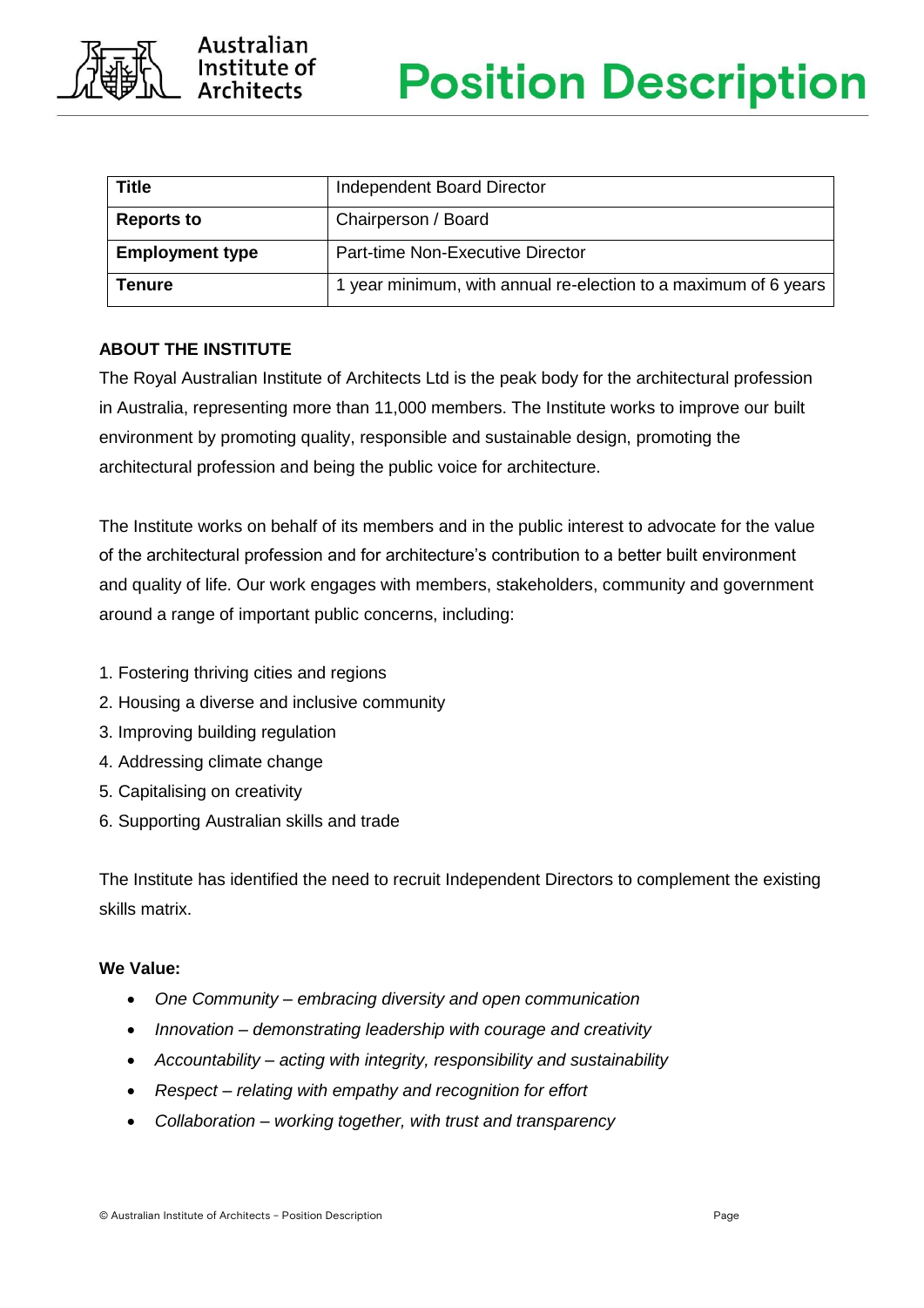# Position Description

| Title | Independent Board Director |
|---|---|
| **Reports to** | Chairperson / Board |
| **Employment type** | Part-time Non-Executive Director |
| **Tenure** | 1 year minimum, with annual re-election to a maximum of 6 years |

## ABOUT THE INSTITUTE

The Royal Australian Institute of Architects Ltd is the peak body for the architectural profession in Australia, representing more than 11,000 members. The Institute works to improve our built environment by promoting quality, responsible and sustainable design, promoting the architectural profession and being the public voice for architecture.

The Institute works on behalf of its members and in the public interest to advocate for the value of the architectural profession and for architecture's contribution to a better built environment and quality of life. Our work engages with members, stakeholders, community and government around a range of important public concerns, including:

1. Fostering thriving cities and regions
2. Housing a diverse and inclusive community
3. Improving building regulation
4. Addressing climate change
5. Capitalising on creativity
6. Supporting Australian skills and trade

The Institute has identified the need to recruit Independent Directors to complement the existing skills matrix.

**We Value:**

- *One Community – embracing diversity and open communication*
- *Innovation – demonstrating leadership with courage and creativity*
- *Accountability – acting with integrity, responsibility and sustainability*
- *Respect – relating with empathy and recognition for effort*
- *Collaboration – working together, with trust and transparency*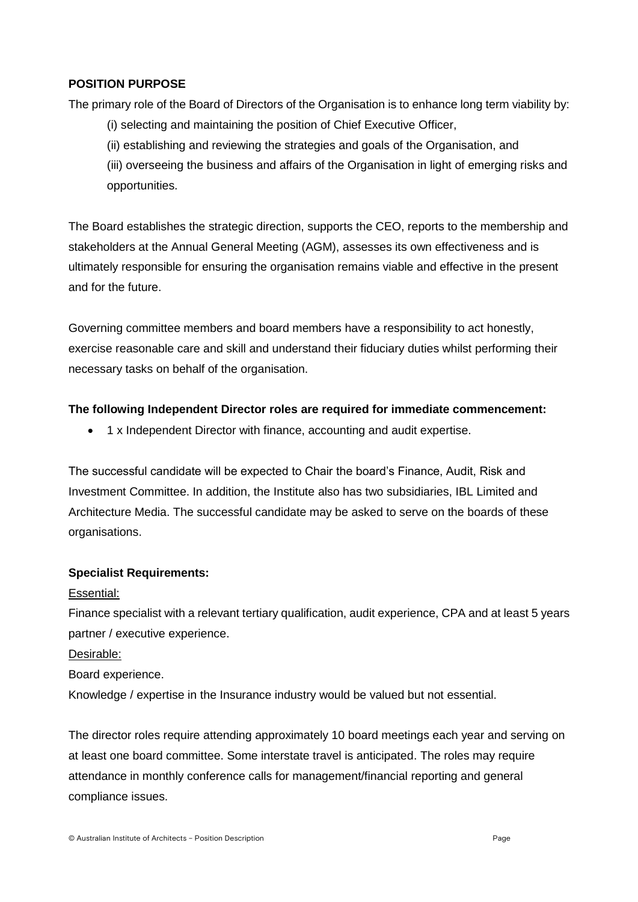**POSITION PURPOSE**

The primary role of the Board of Directors of the Organisation is to enhance long term viability by:

(i) selecting and maintaining the position of Chief Executive Officer,

(ii) establishing and reviewing the strategies and goals of the Organisation, and

(iii) overseeing the business and affairs of the Organisation in light of emerging risks and opportunities.

The Board establishes the strategic direction, supports the CEO, reports to the membership and stakeholders at the Annual General Meeting (AGM), assesses its own effectiveness and is ultimately responsible for ensuring the organisation remains viable and effective in the present and for the future.

Governing committee members and board members have a responsibility to act honestly, exercise reasonable care and skill and understand their fiduciary duties whilst performing their necessary tasks on behalf of the organisation.

**The following Independent Director roles are required for immediate commencement:**

- 1 x Independent Director with finance, accounting and audit expertise.

The successful candidate will be expected to Chair the board's Finance, Audit, Risk and Investment Committee. In addition, the Institute also has two subsidiaries, IBL Limited and Architecture Media. The successful candidate may be asked to serve on the boards of these organisations.

**Specialist Requirements:**

Essential:

Finance specialist with a relevant tertiary qualification, audit experience, CPA and at least 5 years partner / executive experience.

Desirable:

Board experience.

Knowledge / expertise in the Insurance industry would be valued but not essential.

The director roles require attending approximately 10 board meetings each year and serving on at least one board committee. Some interstate travel is anticipated. The roles may require attendance in monthly conference calls for management/financial reporting and general compliance issues.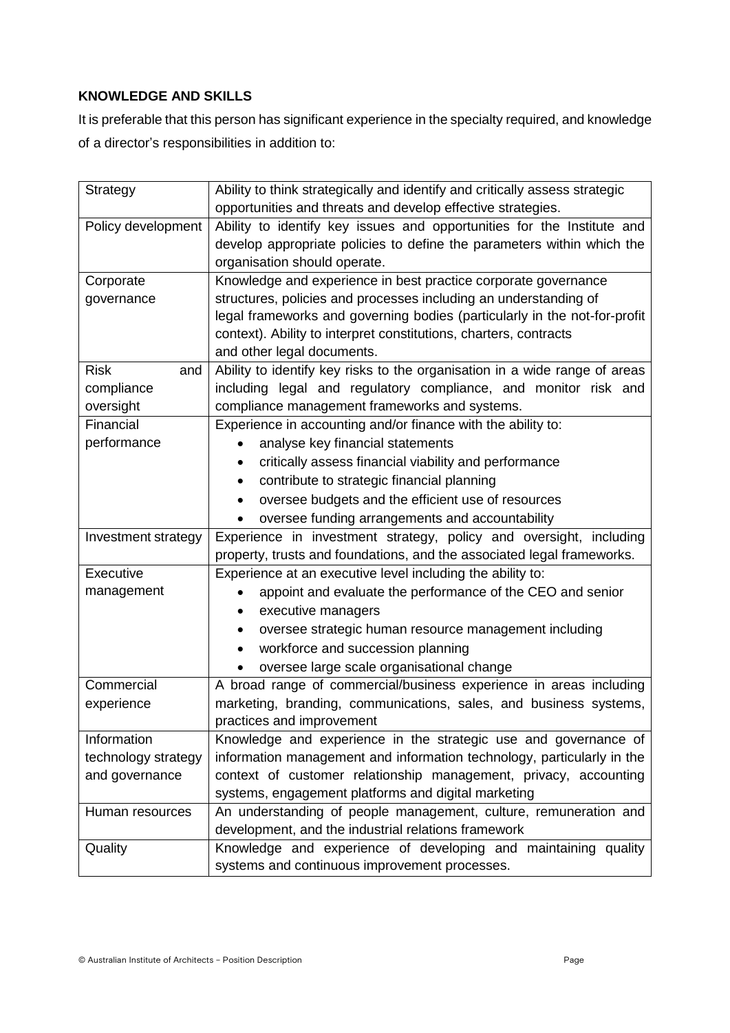**KNOWLEDGE AND SKILLS**

It is preferable that this person has significant experience in the specialty required, and knowledge of a director's responsibilities in addition to:

| | |
|---|---|
| Strategy | Ability to think strategically and identify and critically assess strategic opportunities and threats and develop effective strategies. |
| Policy development | Ability to identify key issues and opportunities for the Institute and develop appropriate policies to define the parameters within which the organisation should operate. |
| Corporate governance | Knowledge and experience in best practice corporate governance structures, policies and processes including an understanding of legal frameworks and governing bodies (particularly in the not-for-profit context). Ability to interpret constitutions, charters, contracts and other legal documents. |
| Risk and compliance oversight | Ability to identify key risks to the organisation in a wide range of areas including legal and regulatory compliance, and monitor risk and compliance management frameworks and systems. |
| Financial performance | Experience in accounting and/or finance with the ability to:<br>• analyse key financial statements<br>• critically assess financial viability and performance<br>• contribute to strategic financial planning<br>• oversee budgets and the efficient use of resources<br>• oversee funding arrangements and accountability |
| Investment strategy | Experience in investment strategy, policy and oversight, including property, trusts and foundations, and the associated legal frameworks. |
| Executive management | Experience at an executive level including the ability to:<br>• appoint and evaluate the performance of the CEO and senior<br>• executive managers<br>• oversee strategic human resource management including<br>• workforce and succession planning<br>• oversee large scale organisational change |
| Commercial experience | A broad range of commercial/business experience in areas including marketing, branding, communications, sales, and business systems, practices and improvement |
| Information technology strategy and governance | Knowledge and experience in the strategic use and governance of information management and information technology, particularly in the context of customer relationship management, privacy, accounting systems, engagement platforms and digital marketing |
| Human resources | An understanding of people management, culture, remuneration and development, and the industrial relations framework |
| Quality | Knowledge and experience of developing and maintaining quality systems and continuous improvement processes. |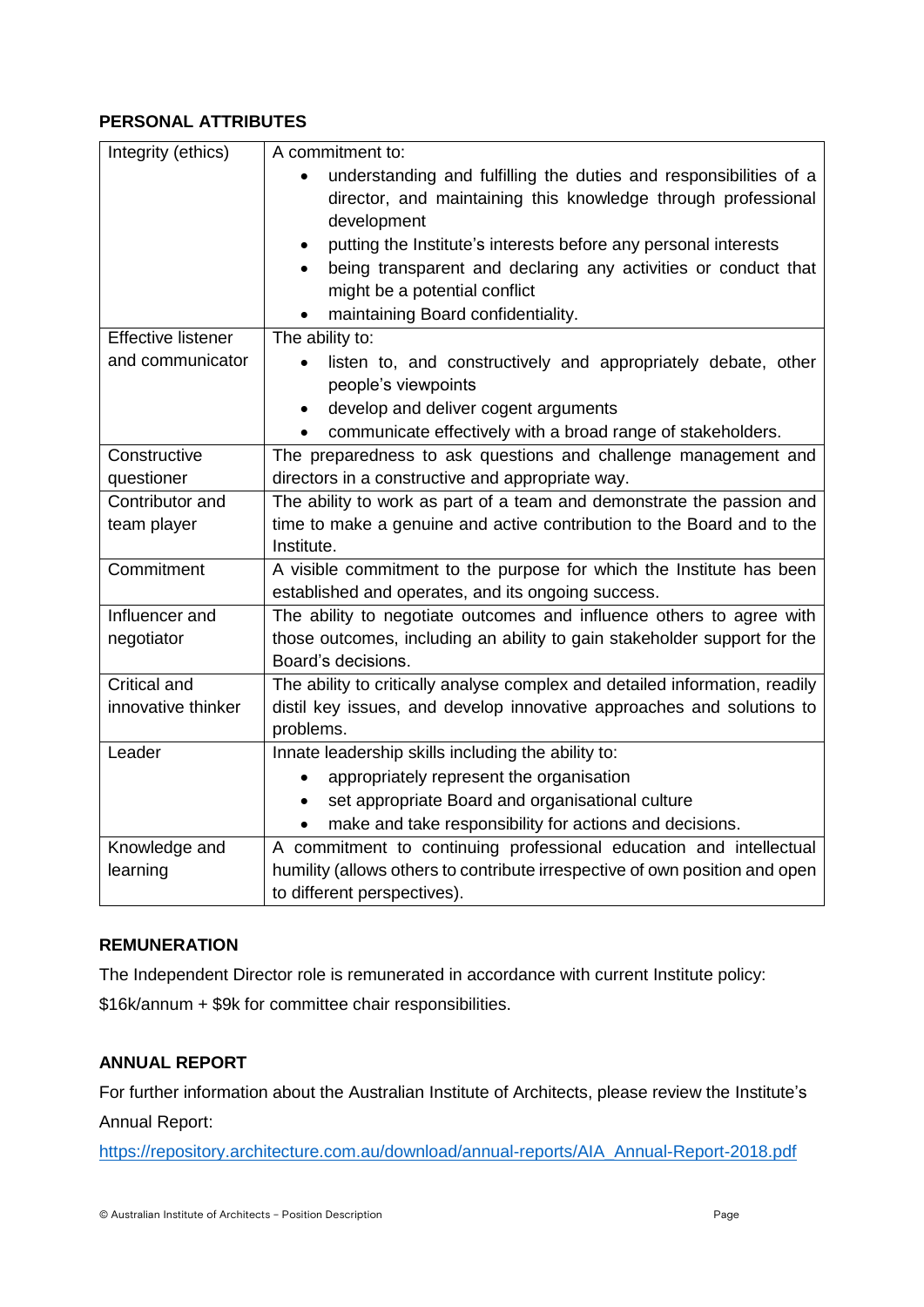## PERSONAL ATTRIBUTES

| | |
|---|---|
| Integrity (ethics) | A commitment to:<br>• understanding and fulfilling the duties and responsibilities of a director, and maintaining this knowledge through professional development<br>• putting the Institute's interests before any personal interests<br>• being transparent and declaring any activities or conduct that might be a potential conflict<br>• maintaining Board confidentiality. |
| Effective listener and communicator | The ability to:<br>• listen to, and constructively and appropriately debate, other people's viewpoints<br>• develop and deliver cogent arguments<br>• communicate effectively with a broad range of stakeholders. |
| Constructive questioner | The preparedness to ask questions and challenge management and directors in a constructive and appropriate way. |
| Contributor and team player | The ability to work as part of a team and demonstrate the passion and time to make a genuine and active contribution to the Board and to the Institute. |
| Commitment | A visible commitment to the purpose for which the Institute has been established and operates, and its ongoing success. |
| Influencer and negotiator | The ability to negotiate outcomes and influence others to agree with those outcomes, including an ability to gain stakeholder support for the Board's decisions. |
| Critical and innovative thinker | The ability to critically analyse complex and detailed information, readily distil key issues, and develop innovative approaches and solutions to problems. |
| Leader | Innate leadership skills including the ability to:<br>• appropriately represent the organisation<br>• set appropriate Board and organisational culture<br>• make and take responsibility for actions and decisions. |
| Knowledge and learning | A commitment to continuing professional education and intellectual humility (allows others to contribute irrespective of own position and open to different perspectives). |

### REMUNERATION

The Independent Director role is remunerated in accordance with current Institute policy:

$16k/annum + $9k for committee chair responsibilities.

### ANNUAL REPORT

For further information about the Australian Institute of Architects, please review the Institute's Annual Report:

https://repository.architecture.com.au/download/annual-reports/AIA_Annual-Report-2018.pdf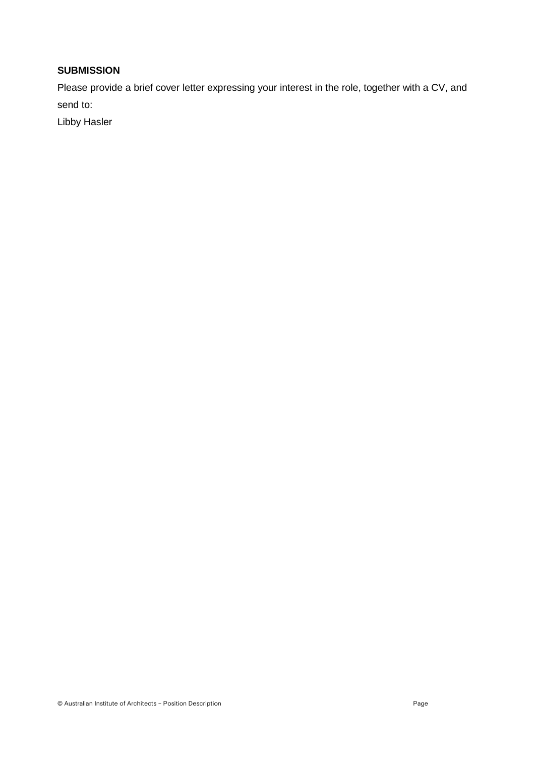**SUBMISSION**

Please provide a brief cover letter expressing your interest in the role, together with a CV, and send to:

Libby Hasler